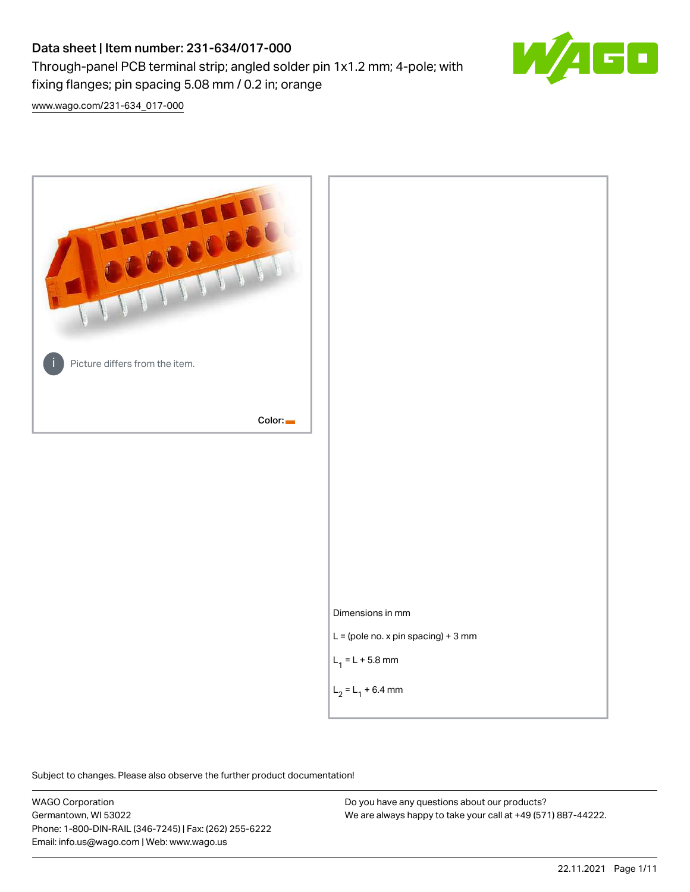# Data sheet | Item number: 231-634/017-000

Through-panel PCB terminal strip; angled solder pin 1x1.2 mm; 4-pole; with fixing flanges; pin spacing 5.08 mm / 0.2 in; orange

www.wago.com/231-634_017-000

Picture differs from the item.

Color:

Dimensions in mm

L = (pole no. x pin spacing) + 3 mm

$L_1$ = L + 5.8 mm

$L_2$ = $L_1$ + 6.4 mm

Subject to changes. Please also observe the further product documentation!

WAGO Corporation
Germantown, WI 53022
Phone: 1-800-DIN-RAIL (346-7245) | Fax: (262) 255-6222
Email: info.us@wago.com | Web: www.wago.us

Do you have any questions about our products?
We are always happy to take your call at +49 (571) 887-44222.

22.11.2021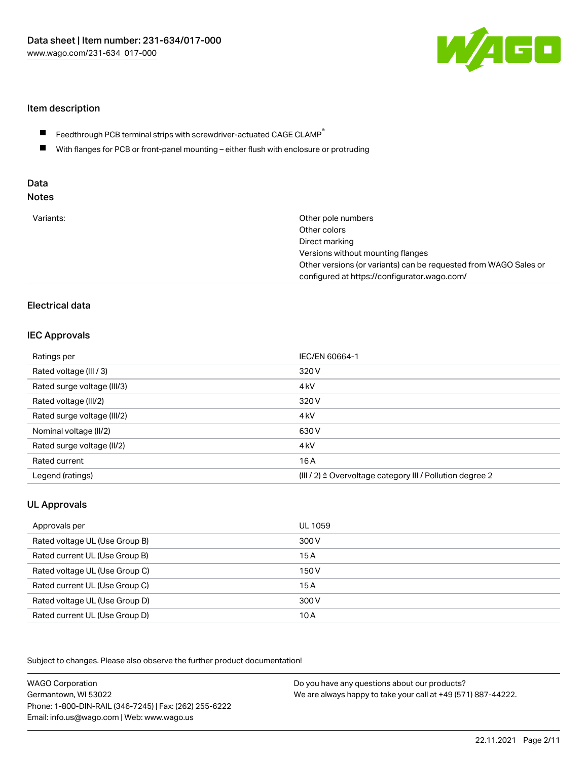## Item description

- Feedthrough PCB terminal strips with screwdriver-actuated CAGE CLAMP®
- With flanges for PCB or front-panel mounting – either flush with enclosure or protruding

## Data
### Notes

| | |
|---|---|
| Variants: | Other pole numbers<br>Other colors<br>Direct marking<br>Versions without mounting flanges<br>Other versions (or variants) can be requested from WAGO Sales or configured at https://configurator.wago.com/ |

## Electrical data

### IEC Approvals

| | |
|---|---|
| Ratings per | IEC/EN 60664-1 |
| Rated voltage (III / 3) | 320 V |
| Rated surge voltage (III/3) | 4 kV |
| Rated voltage (III/2) | 320 V |
| Rated surge voltage (III/2) | 4 kV |
| Nominal voltage (II/2) | 630 V |
| Rated surge voltage (II/2) | 4 kV |
| Rated current | 16 A |
| Legend (ratings) | (III / 2) ≙ Overvoltage category III / Pollution degree 2 |

### UL Approvals

| | |
|---|---|
| Approvals per | UL 1059 |
| Rated voltage UL (Use Group B) | 300 V |
| Rated current UL (Use Group B) | 15 A |
| Rated voltage UL (Use Group C) | 150 V |
| Rated current UL (Use Group C) | 15 A |
| Rated voltage UL (Use Group D) | 300 V |
| Rated current UL (Use Group D) | 10 A |

Subject to changes. Please also observe the further product documentation!

WAGO Corporation
Germantown, WI 53022
Phone: 1-800-DIN-RAIL (346-7245) | Fax: (262) 255-6222
Email: info.us@wago.com | Web: www.wago.us

Do you have any questions about our products?
We are always happy to take your call at +49 (571) 887-44222.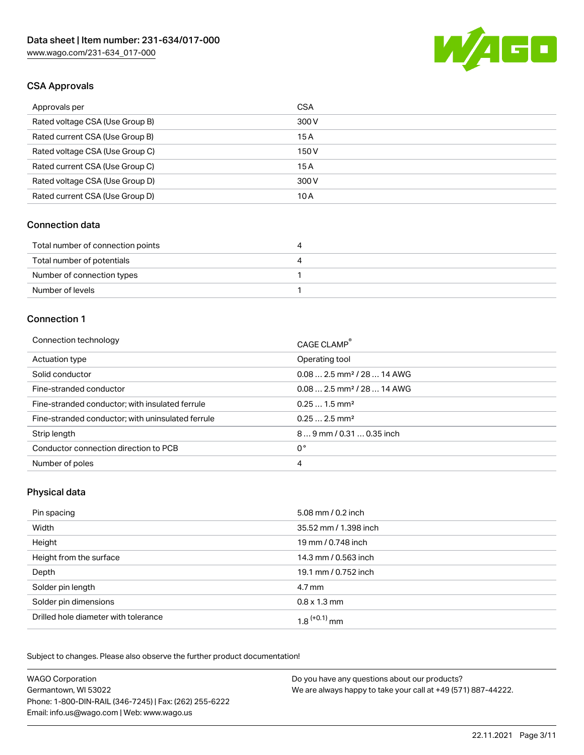## CSA Approvals

| Approvals per | CSA |
| --- | --- |
| Rated voltage CSA (Use Group B) | 300 V |
| Rated current CSA (Use Group B) | 15 A |
| Rated voltage CSA (Use Group C) | 150 V |
| Rated current CSA (Use Group C) | 15 A |
| Rated voltage CSA (Use Group D) | 300 V |
| Rated current CSA (Use Group D) | 10 A |

## Connection data

| Total number of connection points | 4 |
| --- | --- |
| Total number of potentials | 4 |
| Number of connection types | 1 |
| Number of levels | 1 |

## Connection 1

| Connection technology | CAGE CLAMP® |
| --- | --- |
| Actuation type | Operating tool |
| Solid conductor | 0.08 … 2.5 mm² / 28 … 14 AWG |
| Fine-stranded conductor | 0.08 … 2.5 mm² / 28 … 14 AWG |
| Fine-stranded conductor; with insulated ferrule | 0.25 … 1.5 mm² |
| Fine-stranded conductor; with uninsulated ferrule | 0.25 … 2.5 mm² |
| Strip length | 8 … 9 mm / 0.31 … 0.35 inch |
| Conductor connection direction to PCB | 0 ° |
| Number of poles | 4 |

## Physical data

| Pin spacing | 5.08 mm / 0.2 inch |
| --- | --- |
| Width | 35.52 mm / 1.398 inch |
| Height | 19 mm / 0.748 inch |
| Height from the surface | 14.3 mm / 0.563 inch |
| Depth | 19.1 mm / 0.752 inch |
| Solder pin length | 4.7 mm |
| Solder pin dimensions | 0.8 x 1.3 mm |
| Drilled hole diameter with tolerance | $1.8^{(+0.1)}$ mm |

Subject to changes. Please also observe the further product documentation!

WAGO Corporation
Germantown, WI 53022
Phone: 1-800-DIN-RAIL (346-7245) | Fax: (262) 255-6222
Email: info.us@wago.com | Web: www.wago.us

Do you have any questions about our products?
We are always happy to take your call at +49 (571) 887-44222.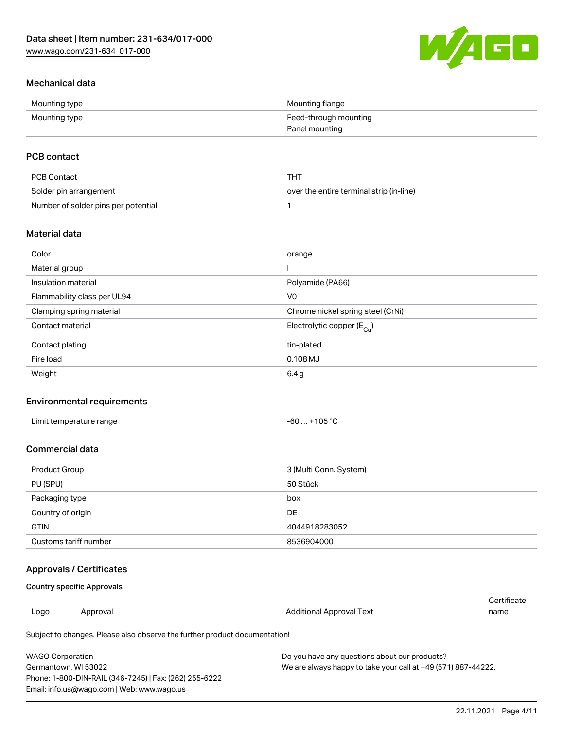## Mechanical data

| | |
|---|---|
| Mounting type | Mounting flange |
| Mounting type | Feed-through mounting<br>Panel mounting |

## PCB contact

| | |
|---|---|
| PCB Contact | THT |
| Solder pin arrangement | over the entire terminal strip (in-line) |
| Number of solder pins per potential | 1 |

## Material data

| | |
|---|---|
| Color | orange |
| Material group | I |
| Insulation material | Polyamide (PA66) |
| Flammability class per UL94 | V0 |
| Clamping spring material | Chrome nickel spring steel (CrNi) |
| Contact material | Electrolytic copper ($E_{Cu}$) |
| Contact plating | tin-plated |
| Fire load | 0.108 MJ |
| Weight | 6.4 g |

## Environmental requirements

| | |
|---|---|
| Limit temperature range | -60 … +105 °C |

## Commercial data

| | |
|---|---|
| Product Group | 3 (Multi Conn. System) |
| PU (SPU) | 50 Stück |
| Packaging type | box |
| Country of origin | DE |
| GTIN | 4044918283052 |
| Customs tariff number | 8536904000 |

## Approvals / Certificates

### Country specific Approvals

| Logo | Approval | Additional Approval Text | Certificate name |
|---|---|---|---|

Subject to changes. Please also observe the further product documentation!

WAGO Corporation
Germantown, WI 53022
Phone: 1-800-DIN-RAIL (346-7245) | Fax: (262) 255-6222
Email: info.us@wago.com | Web: www.wago.us

Do you have any questions about our products?
We are always happy to take your call at +49 (571) 887-44222.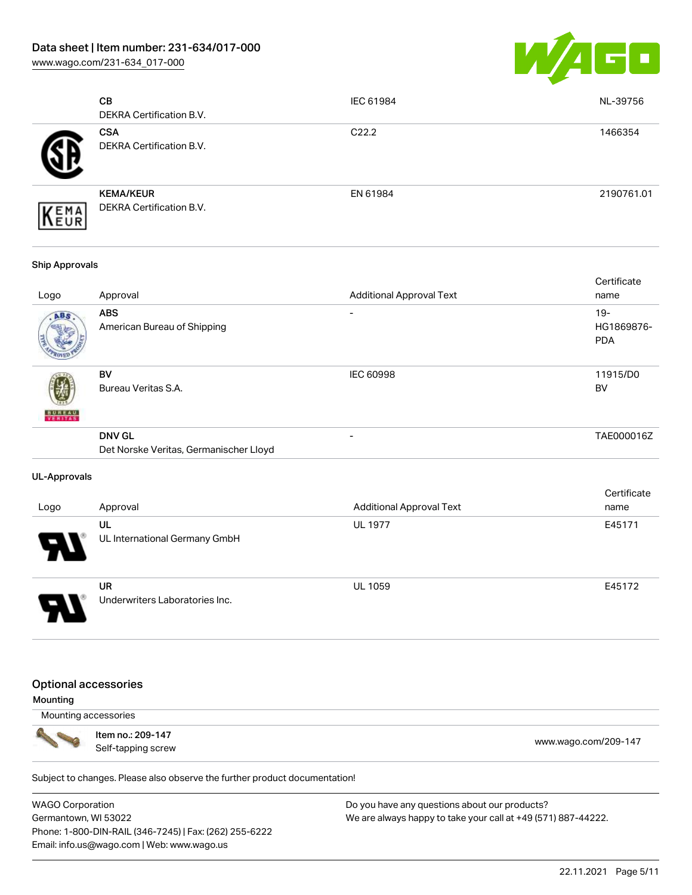| Logo | Approval | Additional Approval Text | Certificate name |
|---|---|---|---|
| | **CB**<br>DEKRA Certification B.V. | IEC 61984 | NL-39756 |
| | **CSA**<br>DEKRA Certification B.V. | C22.2 | 1466354 |
| | **KEMA/KEUR**<br>DEKRA Certification B.V. | EN 61984 | 2190761.01 |

### Ship Approvals

| Logo | Approval | Additional Approval Text | Certificate name |
|---|---|---|---|
| | **ABS**<br>American Bureau of Shipping | - | 19-HG1869876-PDA |
| | **BV**<br>Bureau Veritas S.A. | IEC 60998 | 11915/D0 BV |
| | **DNV GL**<br>Det Norske Veritas, Germanischer Lloyd | - | TAE000016Z |

### UL-Approvals

| Logo | Approval | Additional Approval Text | Certificate name |
|---|---|---|---|
| | **UL**<br>UL International Germany GmbH | UL 1977 | E45171 |
| | **UR**<br>Underwriters Laboratories Inc. | UL 1059 | E45172 |

## Optional accessories

### Mounting

Mounting accessories

| | | |
|---|---|---|
| | Item no.: 209-147<br>Self-tapping screw | www.wago.com/209-147 |

Subject to changes. Please also observe the further product documentation!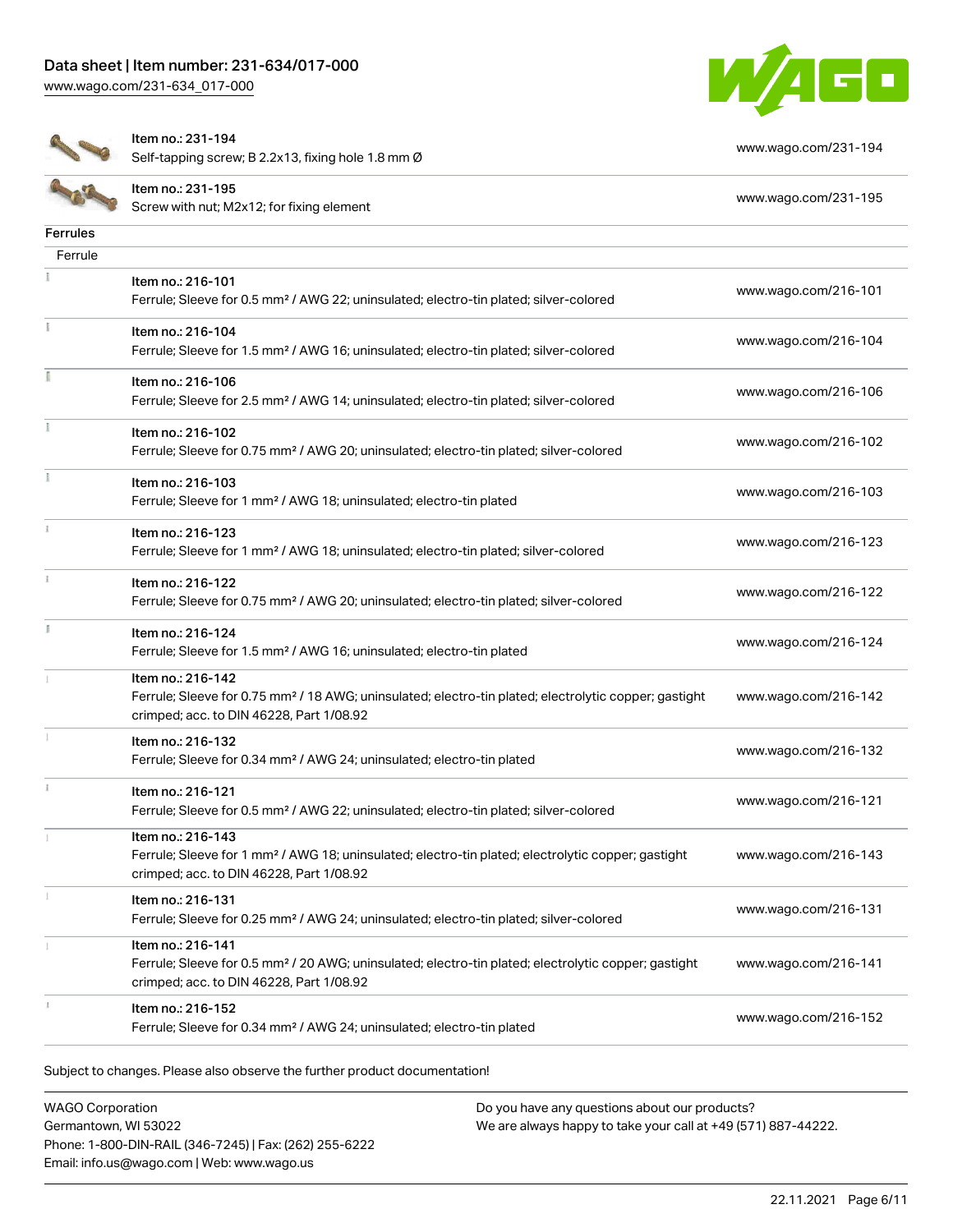| Item | URL |
|---|---|
| Item no.: 231-194<br>Self-tapping screw; B 2.2x13, fixing hole 1.8 mm Ø | www.wago.com/231-194 |
| Item no.: 231-195<br>Screw with nut; M2x12; for fixing element | www.wago.com/231-195 |

**Ferrules**

Ferrule

| Item | URL |
|---|---|
| Item no.: 216-101<br>Ferrule; Sleeve for 0.5 mm² / AWG 22; uninsulated; electro-tin plated; silver-colored | www.wago.com/216-101 |
| Item no.: 216-104<br>Ferrule; Sleeve for 1.5 mm² / AWG 16; uninsulated; electro-tin plated; silver-colored | www.wago.com/216-104 |
| Item no.: 216-106<br>Ferrule; Sleeve for 2.5 mm² / AWG 14; uninsulated; electro-tin plated; silver-colored | www.wago.com/216-106 |
| Item no.: 216-102<br>Ferrule; Sleeve for 0.75 mm² / AWG 20; uninsulated; electro-tin plated; silver-colored | www.wago.com/216-102 |
| Item no.: 216-103<br>Ferrule; Sleeve for 1 mm² / AWG 18; uninsulated; electro-tin plated | www.wago.com/216-103 |
| Item no.: 216-123<br>Ferrule; Sleeve for 1 mm² / AWG 18; uninsulated; electro-tin plated; silver-colored | www.wago.com/216-123 |
| Item no.: 216-122<br>Ferrule; Sleeve for 0.75 mm² / AWG 20; uninsulated; electro-tin plated; silver-colored | www.wago.com/216-122 |
| Item no.: 216-124<br>Ferrule; Sleeve for 1.5 mm² / AWG 16; uninsulated; electro-tin plated | www.wago.com/216-124 |
| Item no.: 216-142<br>Ferrule; Sleeve for 0.75 mm² / 18 AWG; uninsulated; electro-tin plated; electrolytic copper; gastight crimped; acc. to DIN 46228, Part 1/08.92 | www.wago.com/216-142 |
| Item no.: 216-132<br>Ferrule; Sleeve for 0.34 mm² / AWG 24; uninsulated; electro-tin plated | www.wago.com/216-132 |
| Item no.: 216-121<br>Ferrule; Sleeve for 0.5 mm² / AWG 22; uninsulated; electro-tin plated; silver-colored | www.wago.com/216-121 |
| Item no.: 216-143<br>Ferrule; Sleeve for 1 mm² / AWG 18; uninsulated; electro-tin plated; electrolytic copper; gastight crimped; acc. to DIN 46228, Part 1/08.92 | www.wago.com/216-143 |
| Item no.: 216-131<br>Ferrule; Sleeve for 0.25 mm² / AWG 24; uninsulated; electro-tin plated; silver-colored | www.wago.com/216-131 |
| Item no.: 216-141<br>Ferrule; Sleeve for 0.5 mm² / 20 AWG; uninsulated; electro-tin plated; electrolytic copper; gastight crimped; acc. to DIN 46228, Part 1/08.92 | www.wago.com/216-141 |
| Item no.: 216-152<br>Ferrule; Sleeve for 0.34 mm² / AWG 24; uninsulated; electro-tin plated | www.wago.com/216-152 |

Subject to changes. Please also observe the further product documentation!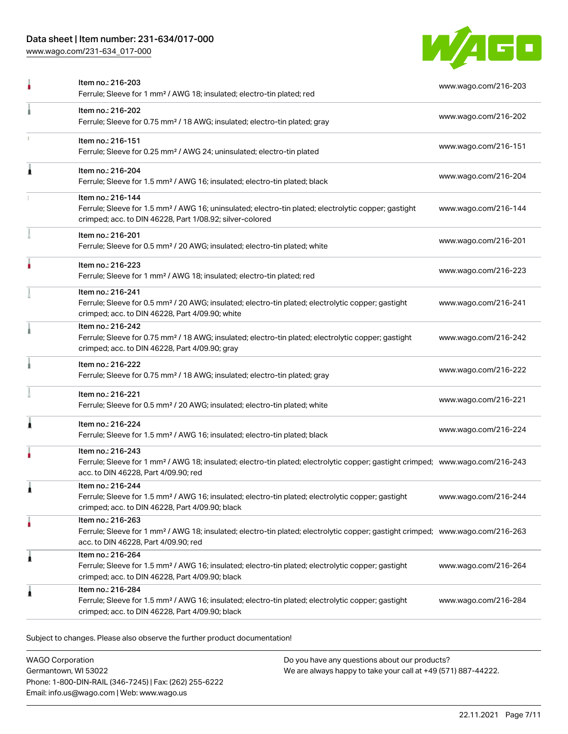| Item | URL |
| --- | --- |
| Item no.: 216-203<br>Ferrule; Sleeve for 1 mm² / AWG 18; insulated; electro-tin plated; red | www.wago.com/216-203 |
| Item no.: 216-202<br>Ferrule; Sleeve for 0.75 mm² / 18 AWG; insulated; electro-tin plated; gray | www.wago.com/216-202 |
| Item no.: 216-151<br>Ferrule; Sleeve for 0.25 mm² / AWG 24; uninsulated; electro-tin plated | www.wago.com/216-151 |
| Item no.: 216-204<br>Ferrule; Sleeve for 1.5 mm² / AWG 16; insulated; electro-tin plated; black | www.wago.com/216-204 |
| Item no.: 216-144<br>Ferrule; Sleeve for 1.5 mm² / AWG 16; uninsulated; electro-tin plated; electrolytic copper; gastight crimped; acc. to DIN 46228, Part 1/08.92; silver-colored | www.wago.com/216-144 |
| Item no.: 216-201<br>Ferrule; Sleeve for 0.5 mm² / 20 AWG; insulated; electro-tin plated; white | www.wago.com/216-201 |
| Item no.: 216-223<br>Ferrule; Sleeve for 1 mm² / AWG 18; insulated; electro-tin plated; red | www.wago.com/216-223 |
| Item no.: 216-241<br>Ferrule; Sleeve for 0.5 mm² / 20 AWG; insulated; electro-tin plated; electrolytic copper; gastight crimped; acc. to DIN 46228, Part 4/09.90; white | www.wago.com/216-241 |
| Item no.: 216-242<br>Ferrule; Sleeve for 0.75 mm² / 18 AWG; insulated; electro-tin plated; electrolytic copper; gastight crimped; acc. to DIN 46228, Part 4/09.90; gray | www.wago.com/216-242 |
| Item no.: 216-222<br>Ferrule; Sleeve for 0.75 mm² / 18 AWG; insulated; electro-tin plated; gray | www.wago.com/216-222 |
| Item no.: 216-221<br>Ferrule; Sleeve for 0.5 mm² / 20 AWG; insulated; electro-tin plated; white | www.wago.com/216-221 |
| Item no.: 216-224<br>Ferrule; Sleeve for 1.5 mm² / AWG 16; insulated; electro-tin plated; black | www.wago.com/216-224 |
| Item no.: 216-243<br>Ferrule; Sleeve for 1 mm² / AWG 18; insulated; electro-tin plated; electrolytic copper; gastight crimped; acc. to DIN 46228, Part 4/09.90; red | www.wago.com/216-243 |
| Item no.: 216-244<br>Ferrule; Sleeve for 1.5 mm² / AWG 16; insulated; electro-tin plated; electrolytic copper; gastight crimped; acc. to DIN 46228, Part 4/09.90; black | www.wago.com/216-244 |
| Item no.: 216-263<br>Ferrule; Sleeve for 1 mm² / AWG 18; insulated; electro-tin plated; electrolytic copper; gastight crimped; acc. to DIN 46228, Part 4/09.90; red | www.wago.com/216-263 |
| Item no.: 216-264<br>Ferrule; Sleeve for 1.5 mm² / AWG 16; insulated; electro-tin plated; electrolytic copper; gastight crimped; acc. to DIN 46228, Part 4/09.90; black | www.wago.com/216-264 |
| Item no.: 216-284<br>Ferrule; Sleeve for 1.5 mm² / AWG 16; insulated; electro-tin plated; electrolytic copper; gastight crimped; acc. to DIN 46228, Part 4/09.90; black | www.wago.com/216-284 |

Subject to changes. Please also observe the further product documentation!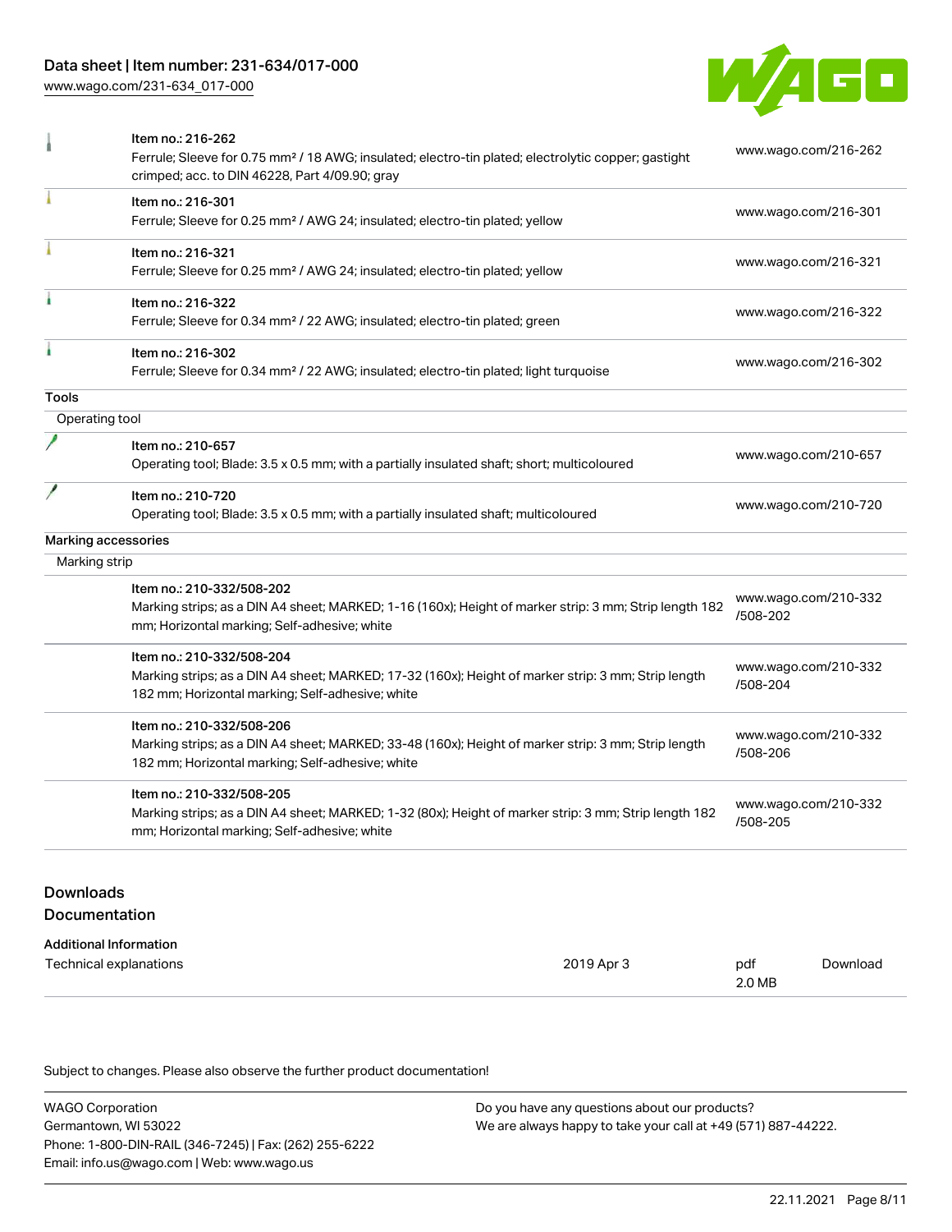| | | |
|---|---|---|
| | Item no.: 216-262<br>Ferrule; Sleeve for 0.75 mm² / 18 AWG; insulated; electro-tin plated; electrolytic copper; gastight crimped; acc. to DIN 46228, Part 4/09.90; gray | www.wago.com/216-262 |
| | Item no.: 216-301<br>Ferrule; Sleeve for 0.25 mm² / AWG 24; insulated; electro-tin plated; yellow | www.wago.com/216-301 |
| | Item no.: 216-321<br>Ferrule; Sleeve for 0.25 mm² / AWG 24; insulated; electro-tin plated; yellow | www.wago.com/216-321 |
| | Item no.: 216-322<br>Ferrule; Sleeve for 0.34 mm² / 22 AWG; insulated; electro-tin plated; green | www.wago.com/216-322 |
| | Item no.: 216-302<br>Ferrule; Sleeve for 0.34 mm² / 22 AWG; insulated; electro-tin plated; light turquoise | www.wago.com/216-302 |
| **Tools** | | |
| Operating tool | | |
| | Item no.: 210-657<br>Operating tool; Blade: 3.5 x 0.5 mm; with a partially insulated shaft; short; multicoloured | www.wago.com/210-657 |
| | Item no.: 210-720<br>Operating tool; Blade: 3.5 x 0.5 mm; with a partially insulated shaft; multicoloured | www.wago.com/210-720 |
| **Marking accessories** | | |
| Marking strip | | |
| | Item no.: 210-332/508-202<br>Marking strips; as a DIN A4 sheet; MARKED; 1-16 (160x); Height of marker strip: 3 mm; Strip length 182 mm; Horizontal marking; Self-adhesive; white | www.wago.com/210-332/508-202 |
| | Item no.: 210-332/508-204<br>Marking strips; as a DIN A4 sheet; MARKED; 17-32 (160x); Height of marker strip: 3 mm; Strip length 182 mm; Horizontal marking; Self-adhesive; white | www.wago.com/210-332/508-204 |
| | Item no.: 210-332/508-206<br>Marking strips; as a DIN A4 sheet; MARKED; 33-48 (160x); Height of marker strip: 3 mm; Strip length 182 mm; Horizontal marking; Self-adhesive; white | www.wago.com/210-332/508-206 |
| | Item no.: 210-332/508-205<br>Marking strips; as a DIN A4 sheet; MARKED; 1-32 (80x); Height of marker strip: 3 mm; Strip length 182 mm; Horizontal marking; Self-adhesive; white | www.wago.com/210-332/508-205 |

## Downloads

### Documentation

**Additional Information**

| | | | |
|---|---|---|---|
| Technical explanations | 2019 Apr 3 | pdf<br>2.0 MB | Download |

Subject to changes. Please also observe the further product documentation!

WAGO Corporation
Germantown, WI 53022
Phone: 1-800-DIN-RAIL (346-7245) | Fax: (262) 255-6222
Email: info.us@wago.com | Web: www.wago.us

Do you have any questions about our products?
We are always happy to take your call at +49 (571) 887-44222.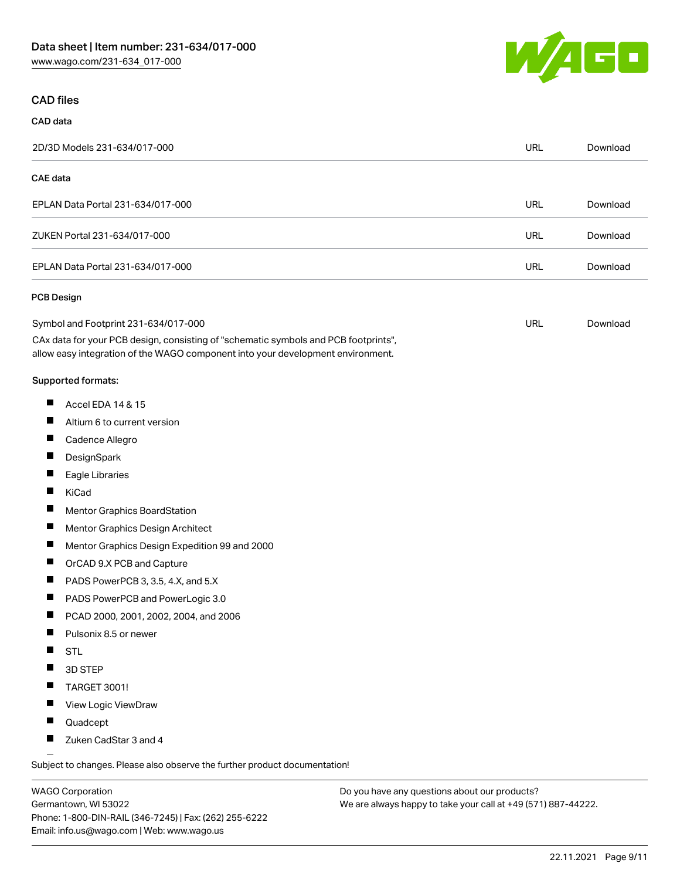Data sheet | Item number: 231-634/017-000
www.wago.com/231-634_017-000

## CAD files

### CAD data

| 2D/3D Models 231-634/017-000 | URL | Download |
|---|---|---|

### CAE data

| | | |
|---|---|---|
| EPLAN Data Portal 231-634/017-000 | URL | Download |
| ZUKEN Portal 231-634/017-000 | URL | Download |
| EPLAN Data Portal 231-634/017-000 | URL | Download |

### PCB Design

| Symbol and Footprint 231-634/017-000 | URL | Download |
|---|---|---|

CAx data for your PCB design, consisting of "schematic symbols and PCB footprints", allow easy integration of the WAGO component into your development environment.

Supported formats:

- Accel EDA 14 & 15
- Altium 6 to current version
- Cadence Allegro
- DesignSpark
- Eagle Libraries
- KiCad
- Mentor Graphics BoardStation
- Mentor Graphics Design Architect
- Mentor Graphics Design Expedition 99 and 2000
- OrCAD 9.X PCB and Capture
- PADS PowerPCB 3, 3.5, 4.X, and 5.X
- PADS PowerPCB and PowerLogic 3.0
- PCAD 2000, 2001, 2002, 2004, and 2006
- Pulsonix 8.5 or newer
- STL
- 3D STEP
- TARGET 3001!
- View Logic ViewDraw
- Quadcept
- Zuken CadStar 3 and 4

Subject to changes. Please also observe the further product documentation!

WAGO Corporation
Germantown, WI 53022
Phone: 1-800-DIN-RAIL (346-7245) | Fax: (262) 255-6222
Email: info.us@wago.com | Web: www.wago.us

Do you have any questions about our products?
We are always happy to take your call at +49 (571) 887-44222.

22.11.2021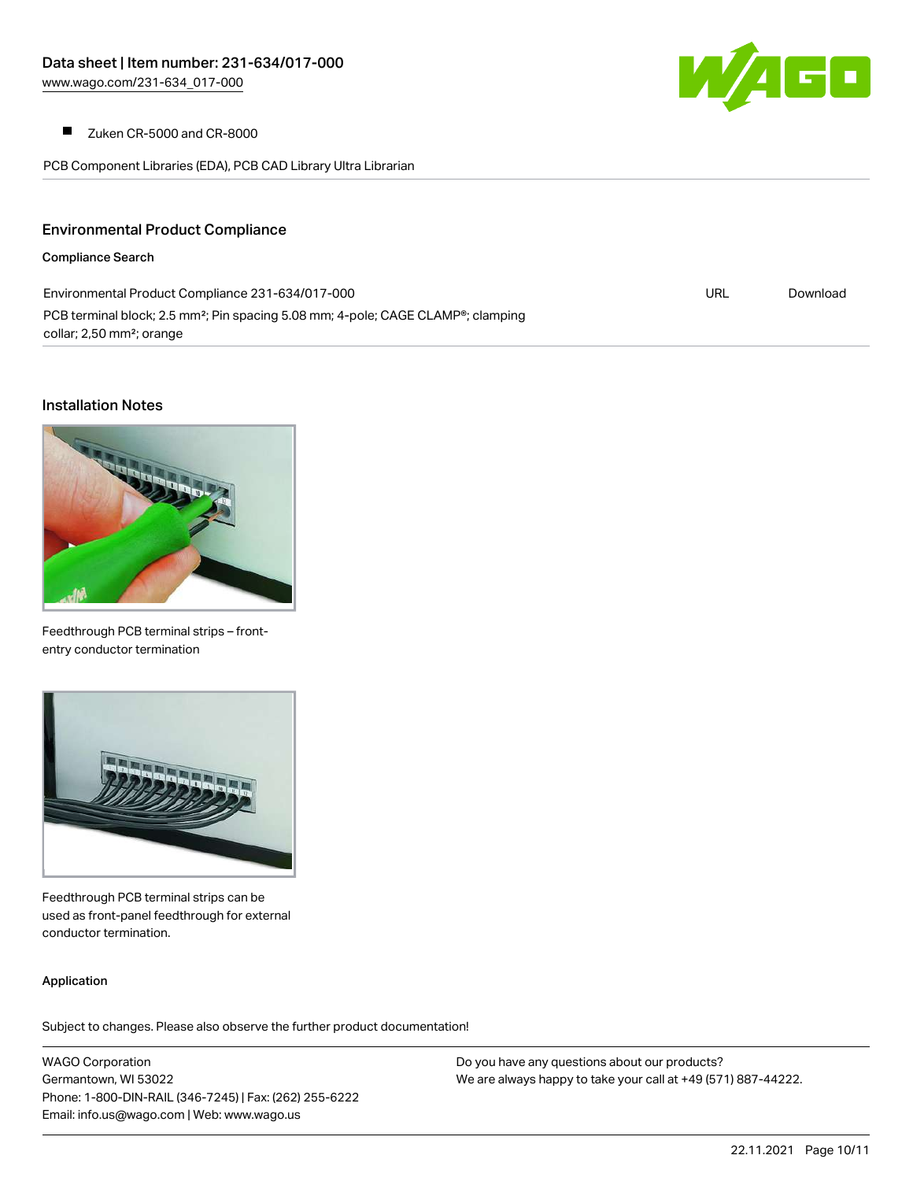- Zuken CR-5000 and CR-8000

PCB Component Libraries (EDA), PCB CAD Library Ultra Librarian

## Environmental Product Compliance

### Compliance Search

| | | |
|---|---|---|
| Environmental Product Compliance 231-634/017-000<br>PCB terminal block; 2.5 mm²; Pin spacing 5.08 mm; 4-pole; CAGE CLAMP®; clamping collar; 2,50 mm²; orange | URL | Download |

## Installation Notes

Feedthrough PCB terminal strips – front-entry conductor termination

Feedthrough PCB terminal strips can be used as front-panel feedthrough for external conductor termination.

### Application

Subject to changes. Please also observe the further product documentation!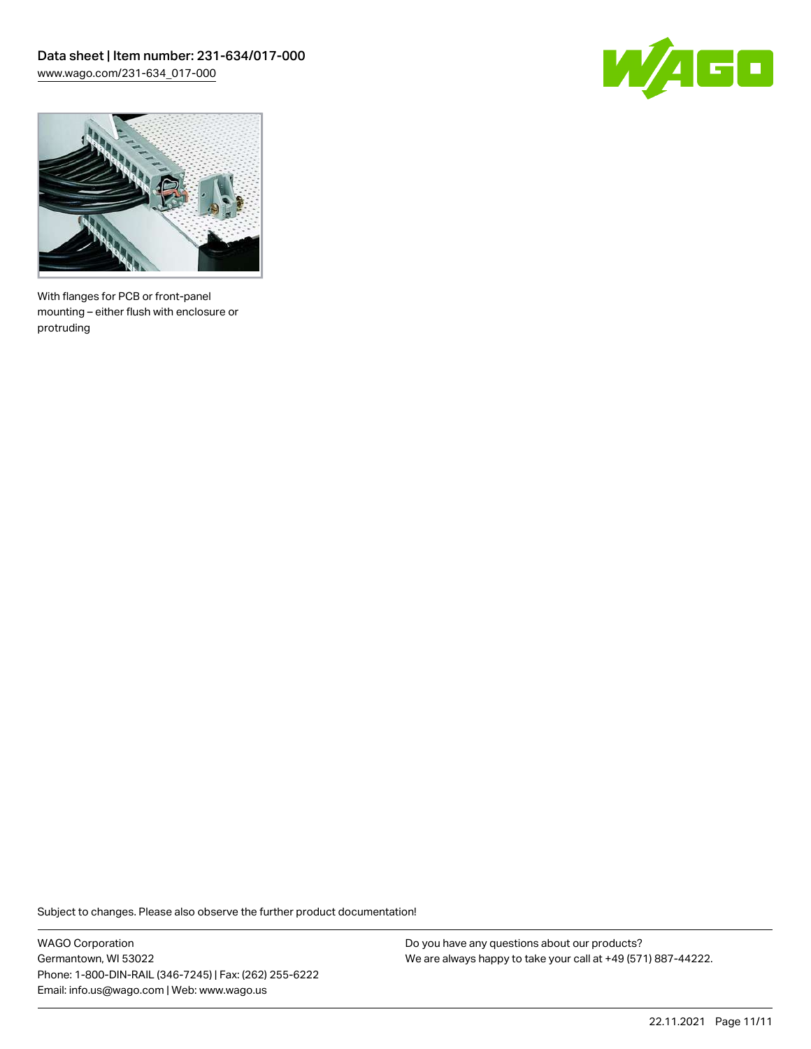With flanges for PCB or front-panel mounting – either flush with enclosure or protruding

Subject to changes. Please also observe the further product documentation!

WAGO Corporation
Germantown, WI 53022
Phone: 1-800-DIN-RAIL (346-7245) | Fax: (262) 255-6222
Email: info.us@wago.com | Web: www.wago.us

Do you have any questions about our products?
We are always happy to take your call at +49 (571) 887-44222.